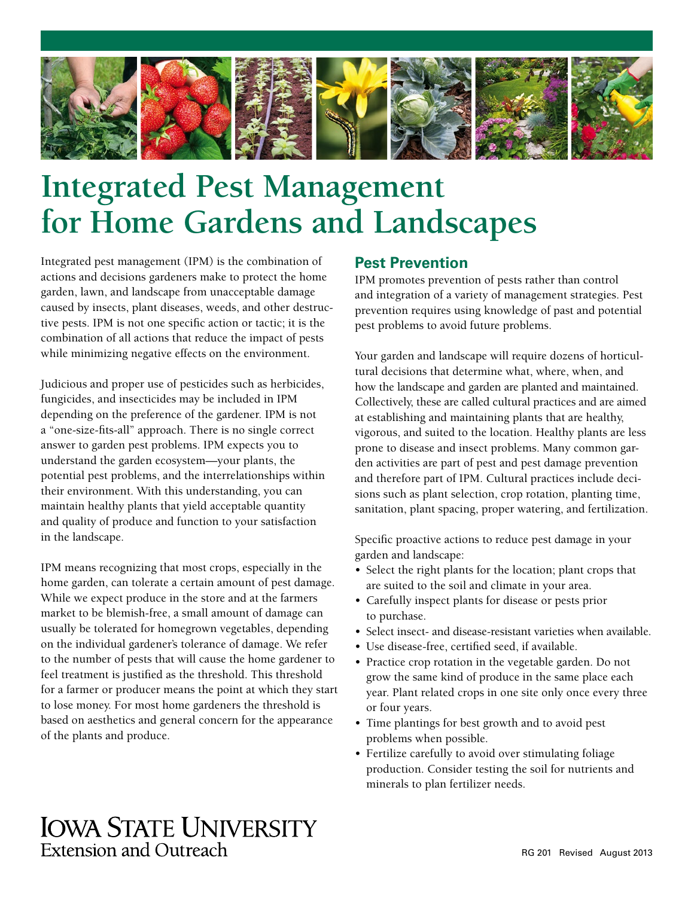# Integrated Pest Management for Home Gardens and Landscapes

Integrated pest management (IPM) is the combination of actions and decisions gardeners make to protect the home garden, lawn, and landscape from unacceptable damage caused by insects, plant diseases, weeds, and other destructive pests. IPM is not one specific action or tactic; it is the combination of all actions that reduce the impact of pests while minimizing negative effects on the environment.

Judicious and proper use of pesticides such as herbicides, fungicides, and insecticides may be included in IPM depending on the preference of the gardener. IPM is not a "one-size-fits-all" approach. There is no single correct answer to garden pest problems. IPM expects you to understand the garden ecosystem—your plants, the potential pest problems, and the interrelationships within their environment. With this understanding, you can maintain healthy plants that yield acceptable quantity and quality of produce and function to your satisfaction in the landscape.

IPM means recognizing that most crops, especially in the home garden, can tolerate a certain amount of pest damage. While we expect produce in the store and at the farmers market to be blemish-free, a small amount of damage can usually be tolerated for homegrown vegetables, depending on the individual gardener's tolerance of damage. We refer to the number of pests that will cause the home gardener to feel treatment is justified as the threshold. This threshold for a farmer or producer means the point at which they start to lose money. For most home gardeners the threshold is based on aesthetics and general concern for the appearance of the plants and produce.

## Pest Prevention

IPM promotes prevention of pests rather than control and integration of a variety of management strategies. Pest prevention requires using knowledge of past and potential pest problems to avoid future problems.

Your garden and landscape will require dozens of horticultural decisions that determine what, where, when, and how the landscape and garden are planted and maintained. Collectively, these are called cultural practices and are aimed at establishing and maintaining plants that are healthy, vigorous, and suited to the location. Healthy plants are less prone to disease and insect problems. Many common garden activities are part of pest and pest damage prevention and therefore part of IPM. Cultural practices include decisions such as plant selection, crop rotation, planting time, sanitation, plant spacing, proper watering, and fertilization.

Specific proactive actions to reduce pest damage in your garden and landscape:

- Select the right plants for the location; plant crops that are suited to the soil and climate in your area.
- Carefully inspect plants for disease or pests prior to purchase.
- Select insect- and disease-resistant varieties when available.
- Use disease-free, certified seed, if available.
- Practice crop rotation in the vegetable garden. Do not grow the same kind of produce in the same place each year. Plant related crops in one site only once every three or four years.
- Time plantings for best growth and to avoid pest problems when possible.
- Fertilize carefully to avoid over stimulating foliage production. Consider testing the soil for nutrients and minerals to plan fertilizer needs.

Iowa State University Extension and Outreach

RG 201 Revised August 2013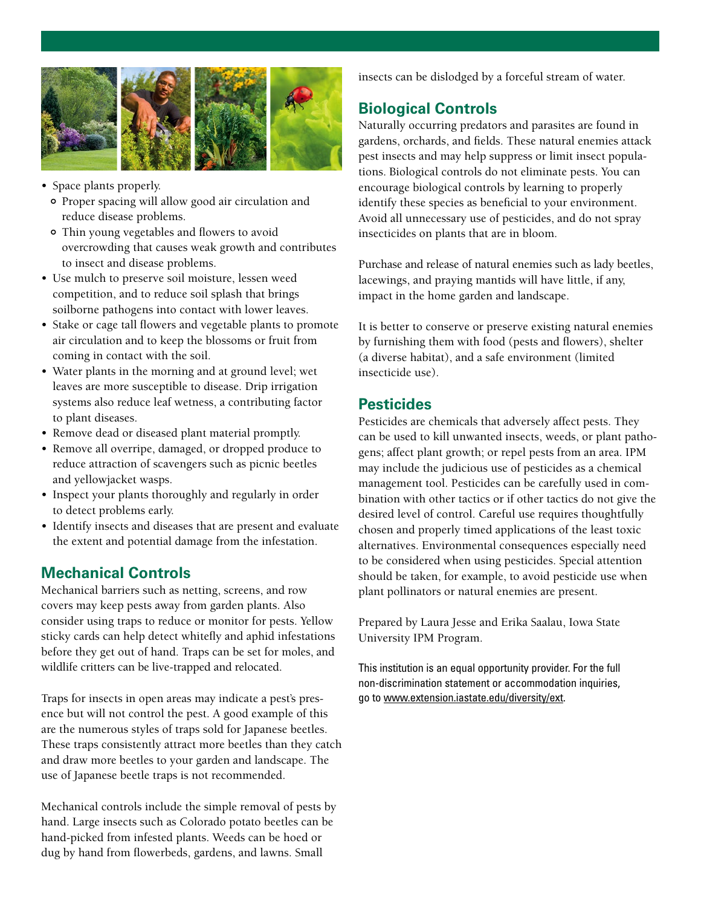- Space plants properly.
  - Proper spacing will allow good air circulation and reduce disease problems.
  - Thin young vegetables and flowers to avoid overcrowding that causes weak growth and contributes to insect and disease problems.
- Use mulch to preserve soil moisture, lessen weed competition, and to reduce soil splash that brings soilborne pathogens into contact with lower leaves.
- Stake or cage tall flowers and vegetable plants to promote air circulation and to keep the blossoms or fruit from coming in contact with the soil.
- Water plants in the morning and at ground level; wet leaves are more susceptible to disease. Drip irrigation systems also reduce leaf wetness, a contributing factor to plant diseases.
- Remove dead or diseased plant material promptly.
- Remove all overripe, damaged, or dropped produce to reduce attraction of scavengers such as picnic beetles and yellowjacket wasps.
- Inspect your plants thoroughly and regularly in order to detect problems early.
- Identify insects and diseases that are present and evaluate the extent and potential damage from the infestation.

## Mechanical Controls

Mechanical barriers such as netting, screens, and row covers may keep pests away from garden plants. Also consider using traps to reduce or monitor for pests. Yellow sticky cards can help detect whitefly and aphid infestations before they get out of hand. Traps can be set for moles, and wildlife critters can be live-trapped and relocated.

Traps for insects in open areas may indicate a pest's presence but will not control the pest. A good example of this are the numerous styles of traps sold for Japanese beetles. These traps consistently attract more beetles than they catch and draw more beetles to your garden and landscape. The use of Japanese beetle traps is not recommended.

Mechanical controls include the simple removal of pests by hand. Large insects such as Colorado potato beetles can be hand-picked from infested plants. Weeds can be hoed or dug by hand from flowerbeds, gardens, and lawns. Small insects can be dislodged by a forceful stream of water.

## Biological Controls

Naturally occurring predators and parasites are found in gardens, orchards, and fields. These natural enemies attack pest insects and may help suppress or limit insect populations. Biological controls do not eliminate pests. You can encourage biological controls by learning to properly identify these species as beneficial to your environment. Avoid all unnecessary use of pesticides, and do not spray insecticides on plants that are in bloom.

Purchase and release of natural enemies such as lady beetles, lacewings, and praying mantids will have little, if any, impact in the home garden and landscape.

It is better to conserve or preserve existing natural enemies by furnishing them with food (pests and flowers), shelter (a diverse habitat), and a safe environment (limited insecticide use).

## Pesticides

Pesticides are chemicals that adversely affect pests. They can be used to kill unwanted insects, weeds, or plant pathogens; affect plant growth; or repel pests from an area. IPM may include the judicious use of pesticides as a chemical management tool. Pesticides can be carefully used in combination with other tactics or if other tactics do not give the desired level of control. Careful use requires thoughtfully chosen and properly timed applications of the least toxic alternatives. Environmental consequences especially need to be considered when using pesticides. Special attention should be taken, for example, to avoid pesticide use when plant pollinators or natural enemies are present.

Prepared by Laura Jesse and Erika Saalau, Iowa State University IPM Program.

This institution is an equal opportunity provider. For the full non-discrimination statement or accommodation inquiries, go to www.extension.iastate.edu/diversity/ext.